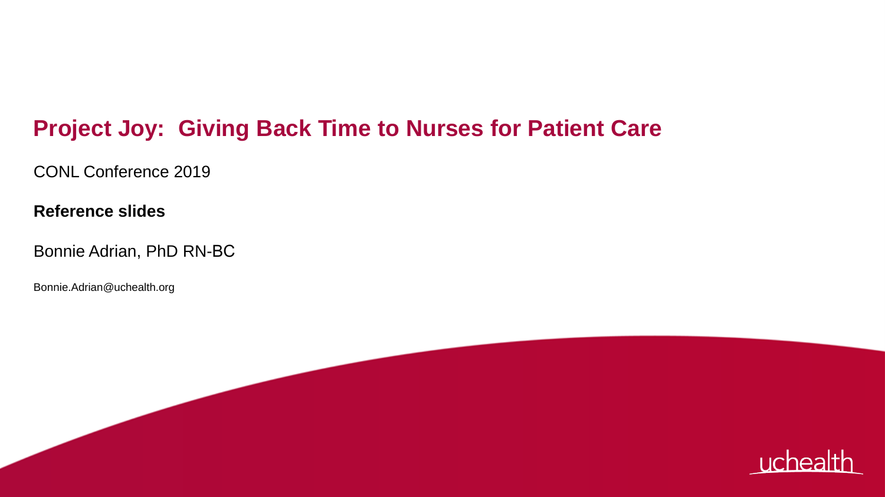# Project Joy: Giving Back Time to Nurses for Patient Care

CONL Conference 2019

**Reference slides**

Bonnie Adrian, PhD RN-BC

Bonnie.Adrian@uchealth.org

uchealth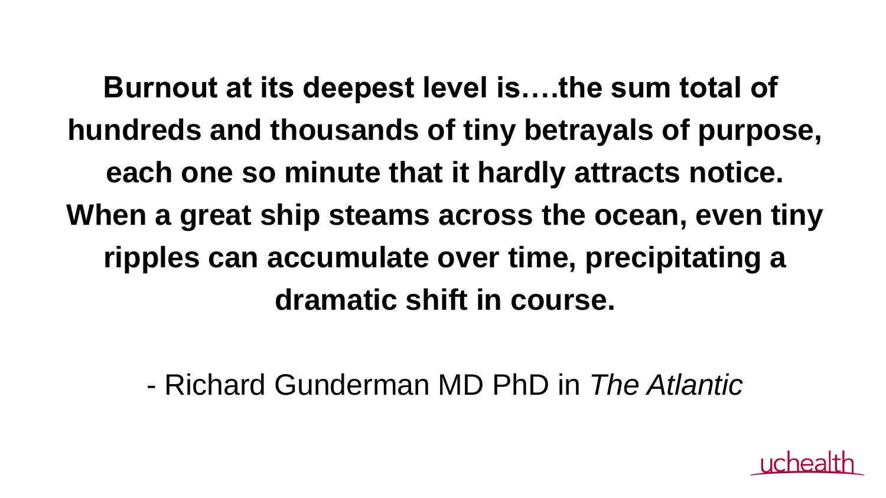**Burnout at its deepest level is….the sum total of hundreds and thousands of tiny betrayals of purpose, each one so minute that it hardly attracts notice. When a great ship steams across the ocean, even tiny ripples can accumulate over time, precipitating a dramatic shift in course.**

- Richard Gunderman MD PhD in *The Atlantic*

uchealth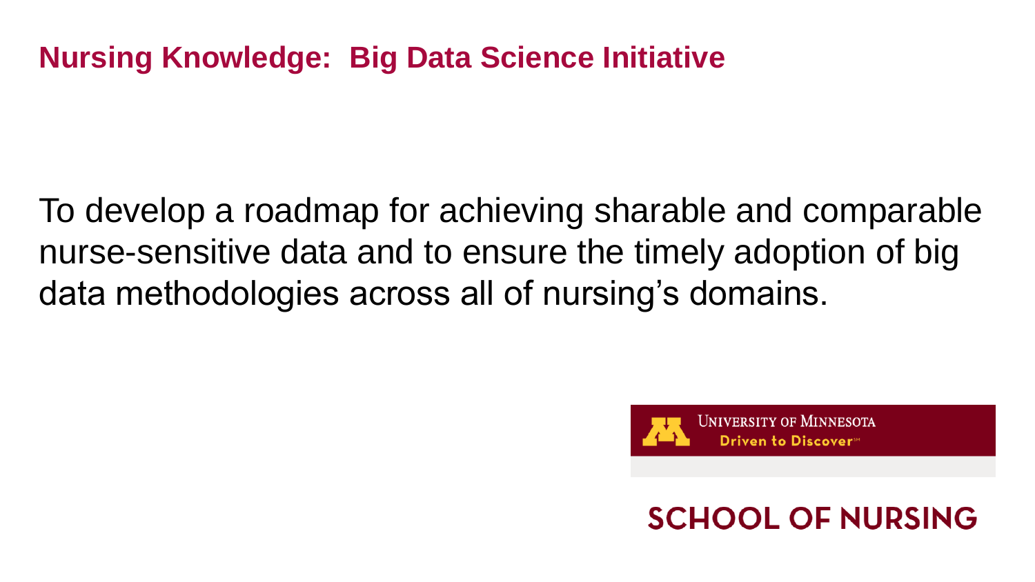# Nursing Knowledge: Big Data Science Initiative

To develop a roadmap for achieving sharable and comparable nurse-sensitive data and to ensure the timely adoption of big data methodologies across all of nursing's domains.

University of Minnesota
Driven to Discover℠

SCHOOL OF NURSING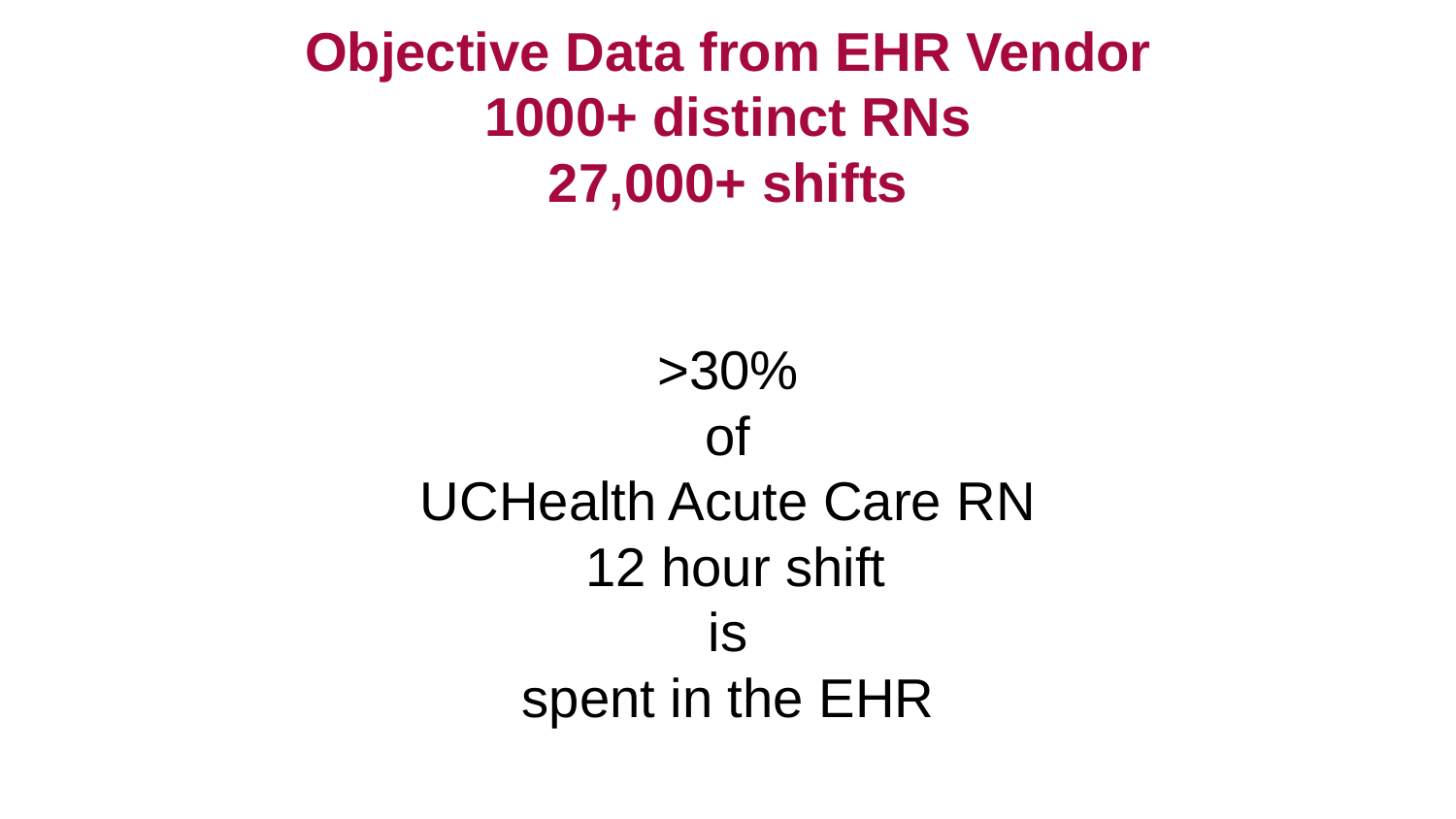# Objective Data from EHR Vendor
# 1000+ distinct RNs
# 27,000+ shifts

>30%
of
UCHealth Acute Care RN
12 hour shift
is
spent in the EHR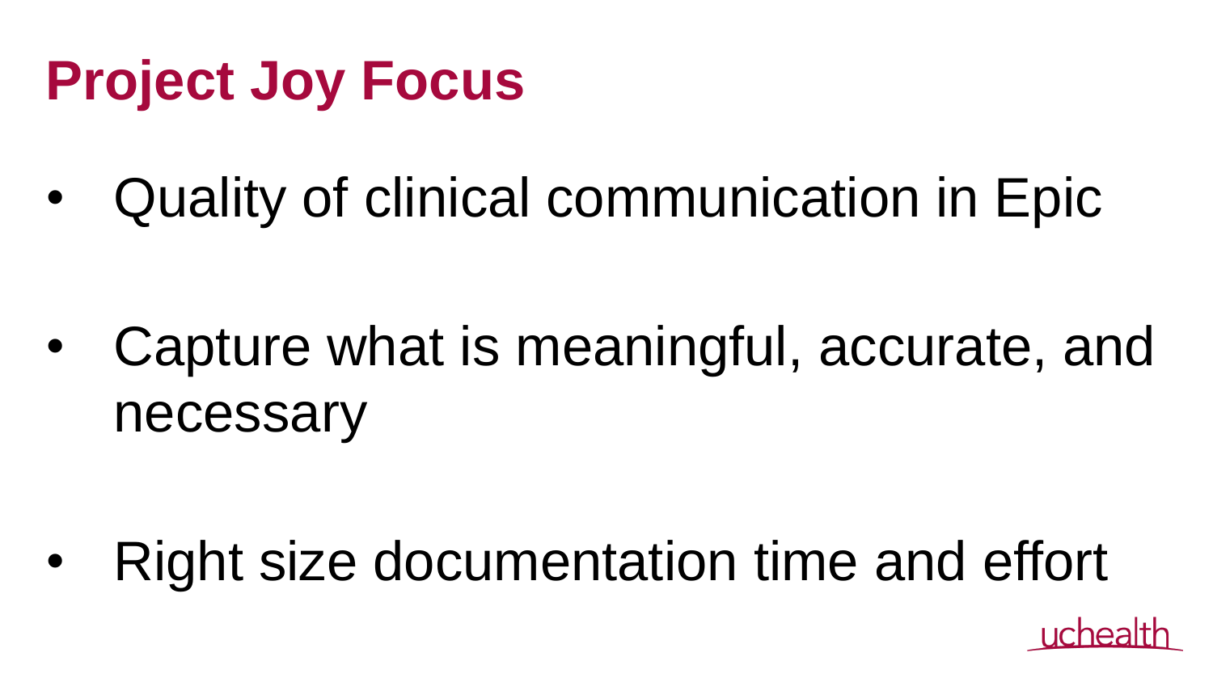# Project Joy Focus

- Quality of clinical communication in Epic
- Capture what is meaningful, accurate, and necessary
- Right size documentation time and effort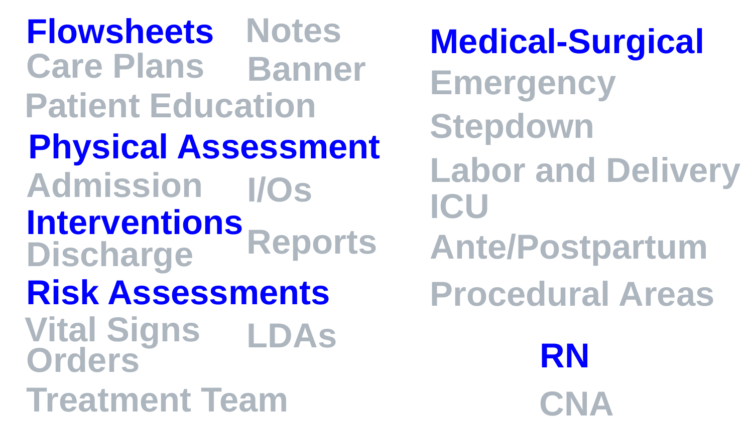**Flowsheets**

Notes

Care Plans

Banner

Patient Education

**Physical Assessment**

Admission

I/Os

**Interventions**

Discharge

Reports

**Risk Assessments**

Vital Signs

LDAs

Orders

Treatment Team

**Medical-Surgical**

Emergency

Stepdown

Labor and Delivery

ICU

Ante/Postpartum

Procedural Areas

**RN**

CNA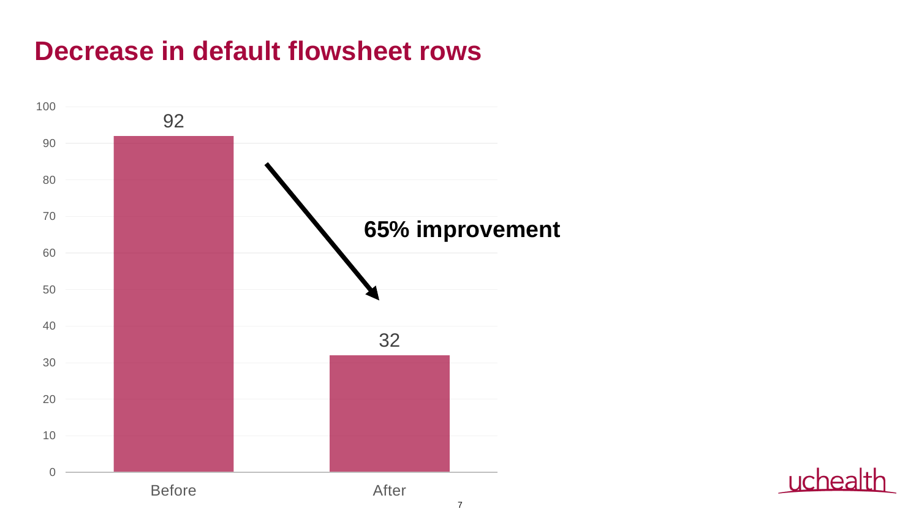# Decrease in default flowsheet rows

| | Default flowsheet rows |
|---|---|
| Before | 92 |
| After | 32 |

**65% improvement**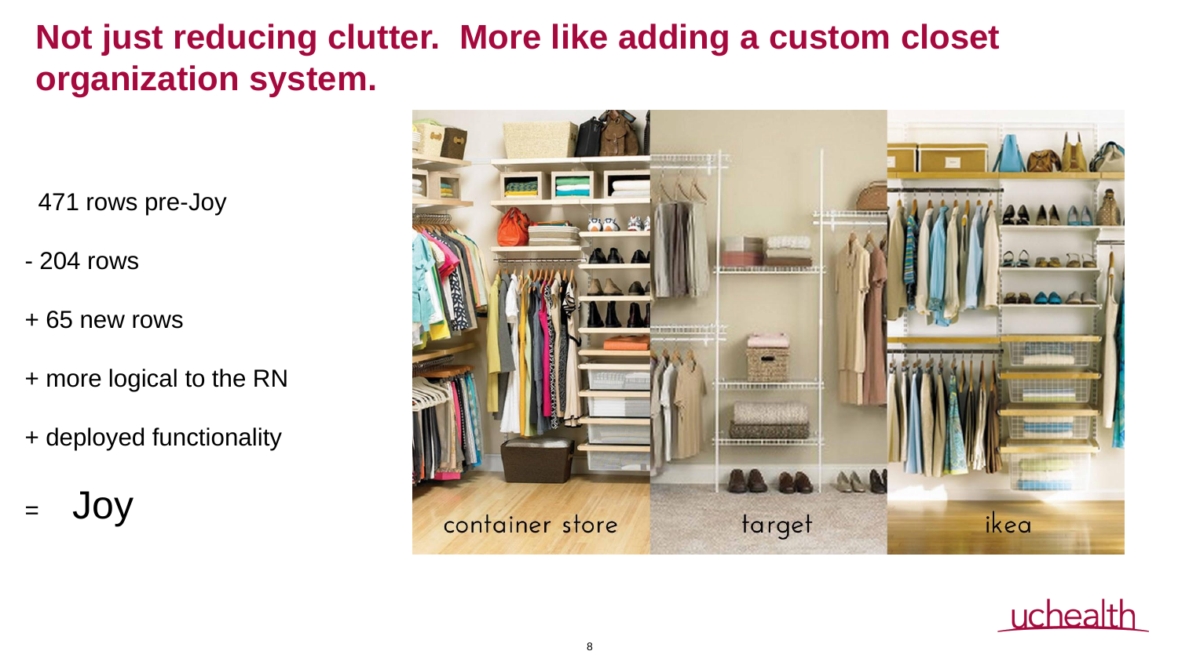# Not just reducing clutter. More like adding a custom closet organization system.

471 rows pre-Joy

- 204 rows

+ 65 new rows

+ more logical to the RN

+ deployed functionality

= Joy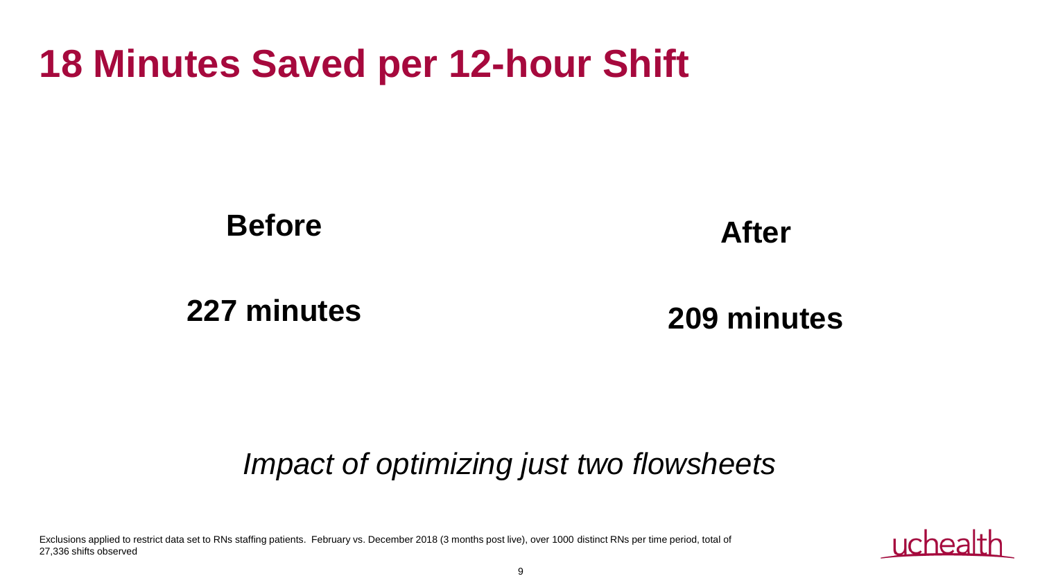# 18 Minutes Saved per 12-hour Shift

| **Before** | **After** |
|---|---|
| **227 minutes** | **209 minutes** |

*Impact of optimizing just two flowsheets*

Exclusions applied to restrict data set to RNs staffing patients. February vs. December 2018 (3 months post live), over 1000 distinct RNs per time period, total of 27,336 shifts observed

uchealth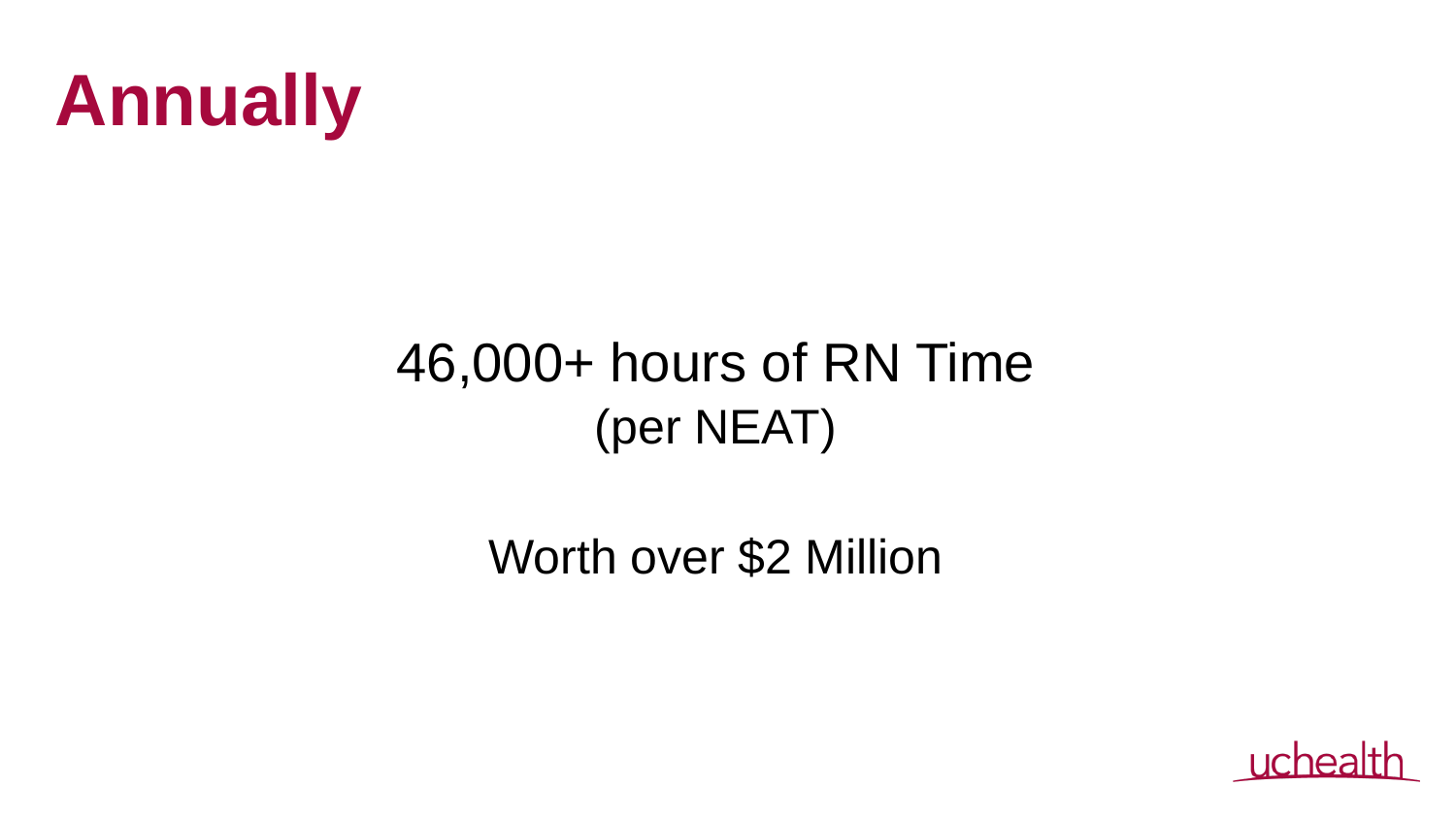# Annually

46,000+ hours of RN Time
(per NEAT)

Worth over $2 Million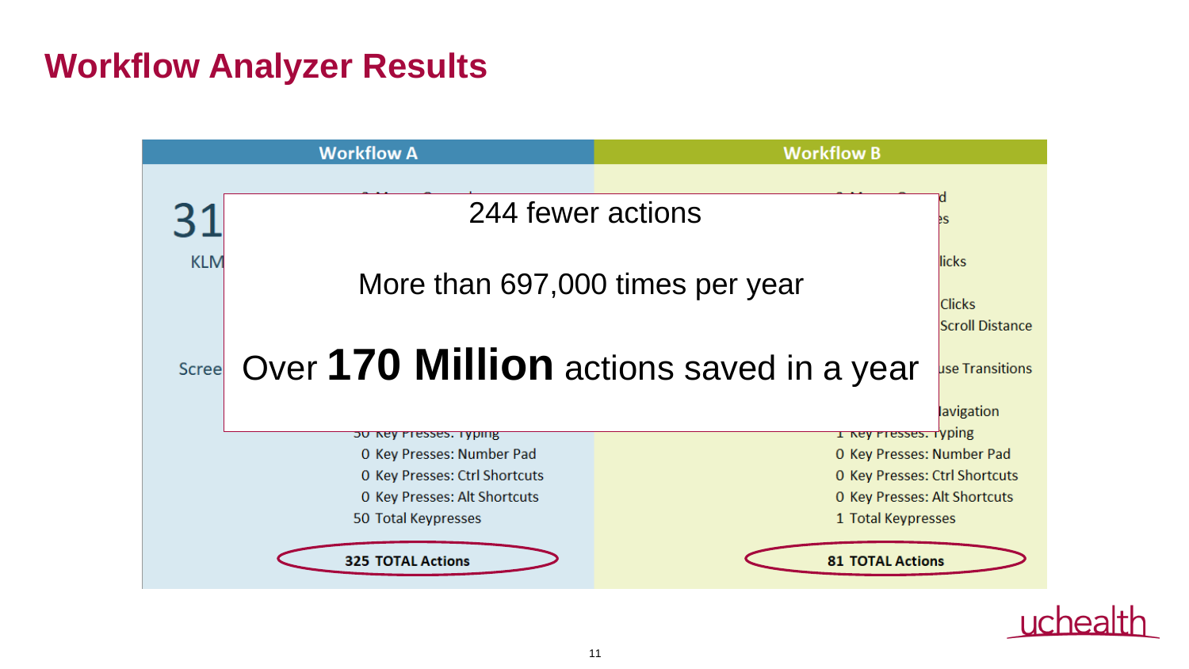# Workflow Analyzer Results

| Workflow A | Workflow B |
| --- | --- |
| 50 Key Presses: Typing | 1 Key Presses: Typing |
| 0 Key Presses: Number Pad | 0 Key Presses: Number Pad |
| 0 Key Presses: Ctrl Shortcuts | 0 Key Presses: Ctrl Shortcuts |
| 0 Key Presses: Alt Shortcuts | 0 Key Presses: Alt Shortcuts |
| 50 Total Keypresses | 1 Total Keypresses |
| **325 TOTAL Actions** | **81 TOTAL Actions** |

244 fewer actions

More than 697,000 times per year

Over **170 Million** actions saved in a year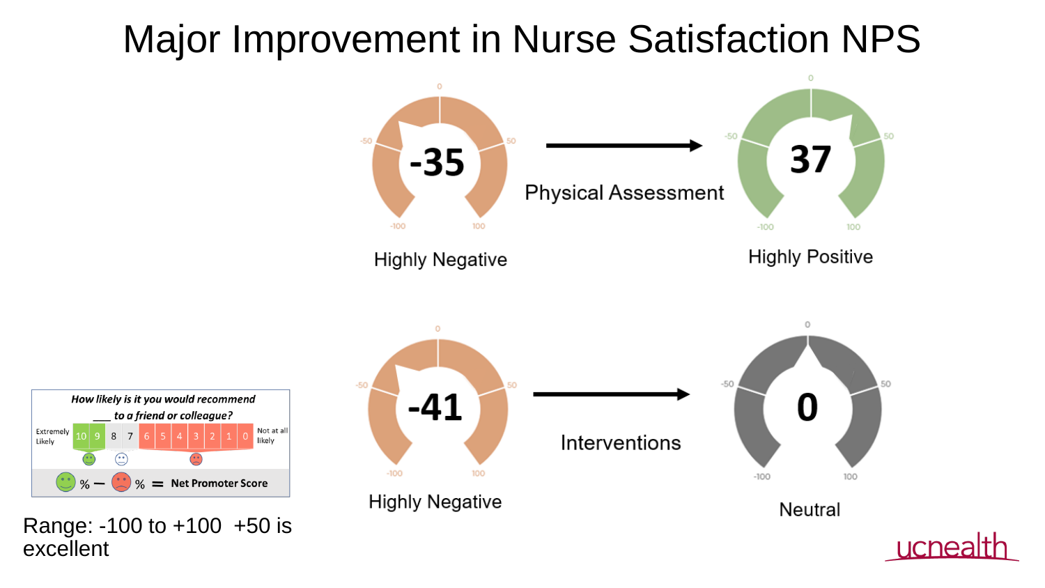# Major Improvement in Nurse Satisfaction NPS

-35 → **Physical Assessment** → 37

Highly Negative → Highly Positive

-41 → **Interventions** → 0

Highly Negative → Neutral

*How likely is it you would recommend ___ to a friend or colleague?*

Extremely Likely | 10 | 9 | 8 | 7 | 6 | 5 | 4 | 3 | 2 | 1 | 0 | Not at all likely

% (promoters) − % (detractors) = **Net Promoter Score**

Range: -100 to +100 +50 is excellent

ucnealth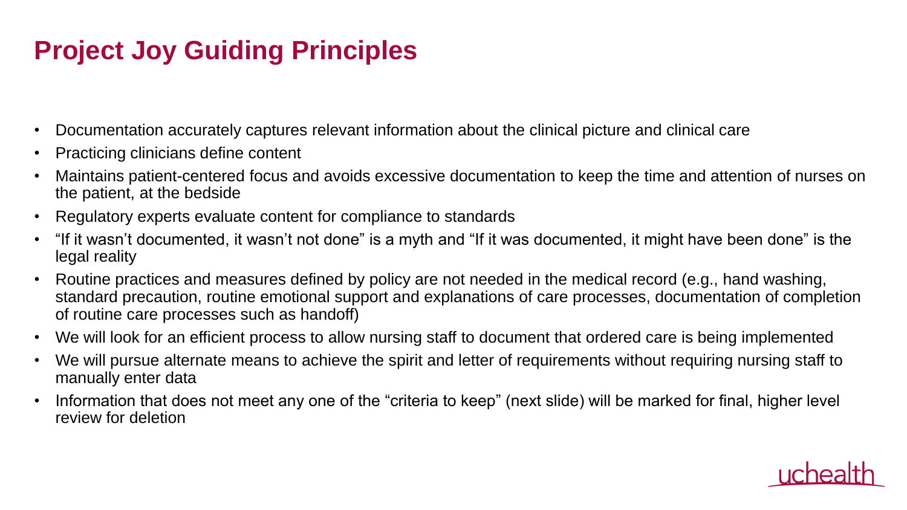# Project Joy Guiding Principles

- Documentation accurately captures relevant information about the clinical picture and clinical care
- Practicing clinicians define content
- Maintains patient-centered focus and avoids excessive documentation to keep the time and attention of nurses on the patient, at the bedside
- Regulatory experts evaluate content for compliance to standards
- "If it wasn't documented, it wasn't not done" is a myth and "If it was documented, it might have been done" is the legal reality
- Routine practices and measures defined by policy are not needed in the medical record (e.g., hand washing, standard precaution, routine emotional support and explanations of care processes, documentation of completion of routine care processes such as handoff)
- We will look for an efficient process to allow nursing staff to document that ordered care is being implemented
- We will pursue alternate means to achieve the spirit and letter of requirements without requiring nursing staff to manually enter data
- Information that does not meet any one of the "criteria to keep" (next slide) will be marked for final, higher level review for deletion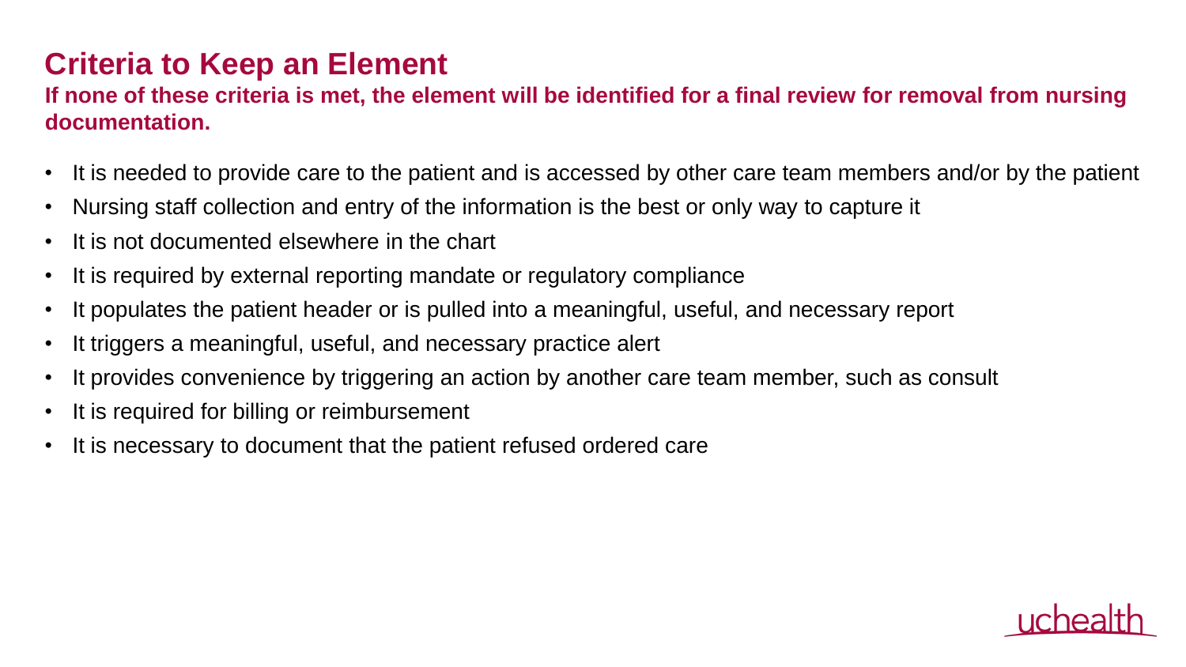# Criteria to Keep an Element

**If none of these criteria is met, the element will be identified for a final review for removal from nursing documentation.**

- It is needed to provide care to the patient and is accessed by other care team members and/or by the patient
- Nursing staff collection and entry of the information is the best or only way to capture it
- It is not documented elsewhere in the chart
- It is required by external reporting mandate or regulatory compliance
- It populates the patient header or is pulled into a meaningful, useful, and necessary report
- It triggers a meaningful, useful, and necessary practice alert
- It provides convenience by triggering an action by another care team member, such as consult
- It is required for billing or reimbursement
- It is necessary to document that the patient refused ordered care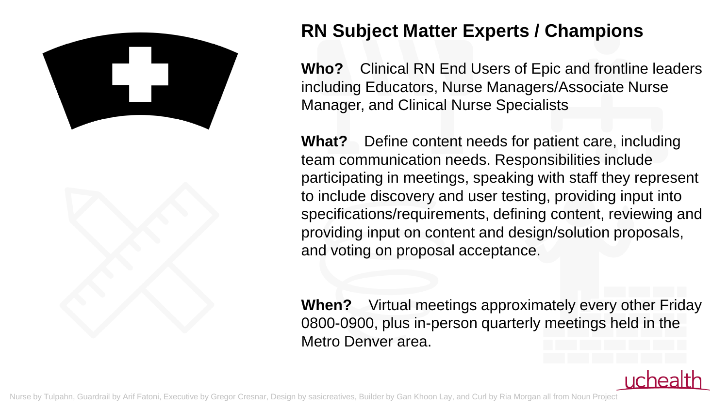## RN Subject Matter Experts / Champions

**Who?** Clinical RN End Users of Epic and frontline leaders including Educators, Nurse Managers/Associate Nurse Manager, and Clinical Nurse Specialists

**What?** Define content needs for patient care, including team communication needs. Responsibilities include participating in meetings, speaking with staff they represent to include discovery and user testing, providing input into specifications/requirements, defining content, reviewing and providing input on content and design/solution proposals, and voting on proposal acceptance.

**When?** Virtual meetings approximately every other Friday 0800-0900, plus in-person quarterly meetings held in the Metro Denver area.

uchealth

Nurse by Tulpahn, Guardrail by Arif Fatoni, Executive by Gregor Cresnar, Design by sasicreatives, Builder by Gan Khoon Lay, and Curl by Ria Morgan all from Noun Project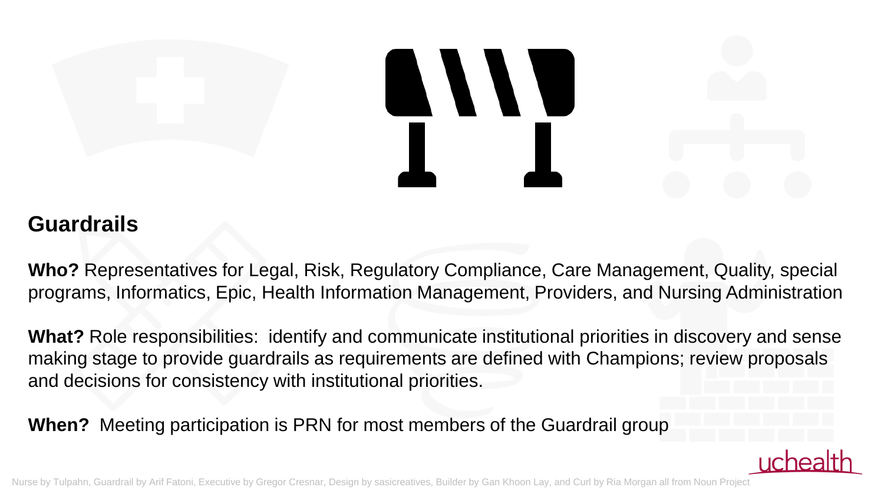## Guardrails

**Who?** Representatives for Legal, Risk, Regulatory Compliance, Care Management, Quality, special programs, Informatics, Epic, Health Information Management, Providers, and Nursing Administration

**What?** Role responsibilities: identify and communicate institutional priorities in discovery and sense making stage to provide guardrails as requirements are defined with Champions; review proposals and decisions for consistency with institutional priorities.

**When?** Meeting participation is PRN for most members of the Guardrail group

Nurse by Tulpahn, Guardrail by Arif Fatoni, Executive by Gregor Cresnar, Design by sasicreatives, Builder by Gan Khoon Lay, and Curl by Ria Morgan all from Noun Project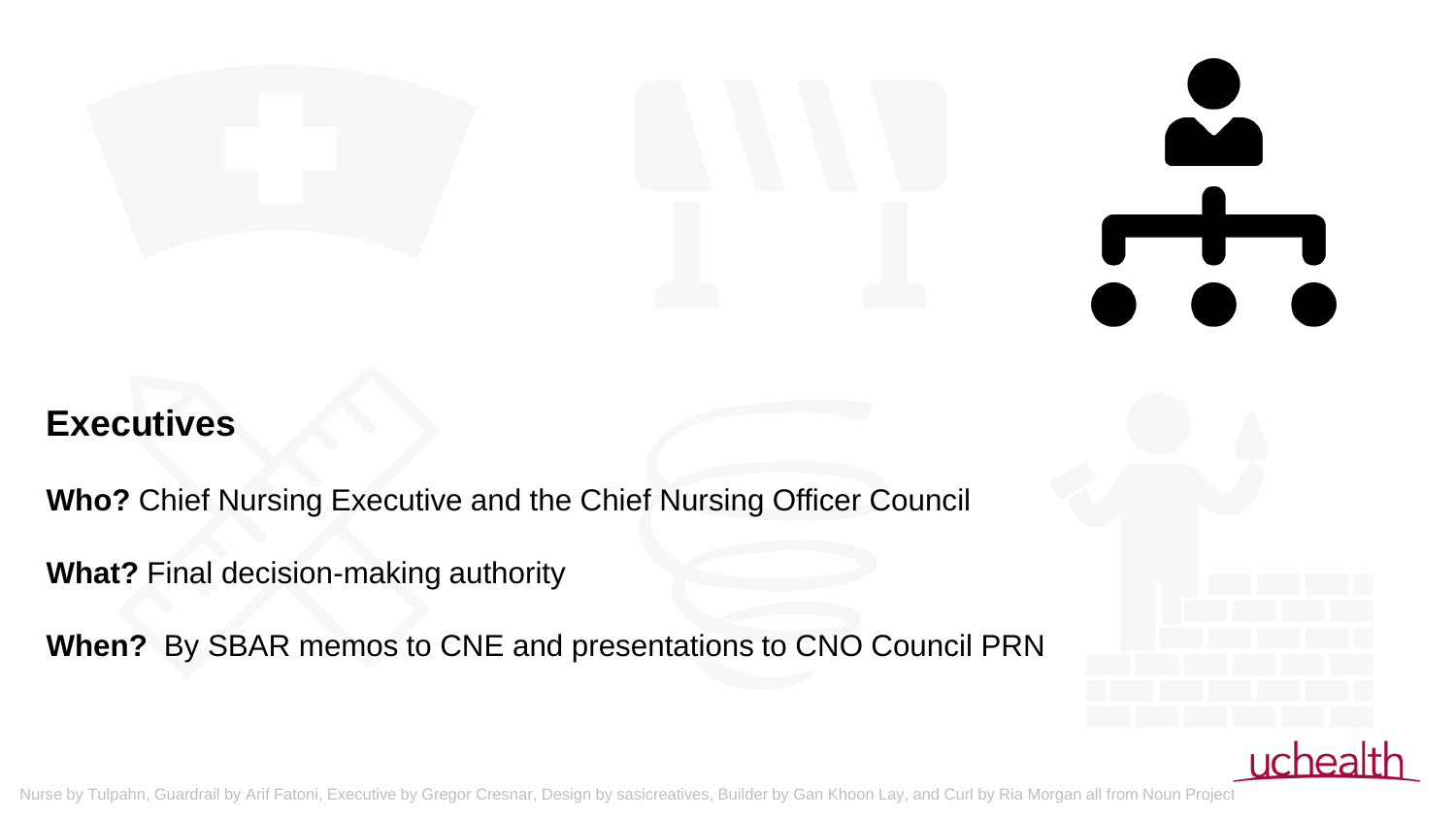## Executives

**Who?** Chief Nursing Executive and the Chief Nursing Officer Council

**What?** Final decision-making authority

**When?** By SBAR memos to CNE and presentations to CNO Council PRN

Nurse by Tulpahn, Guardrail by Arif Fatoni, Executive by Gregor Cresnar, Design by sasicreatives, Builder by Gan Khoon Lay, and Curl by Ria Morgan all from Noun Project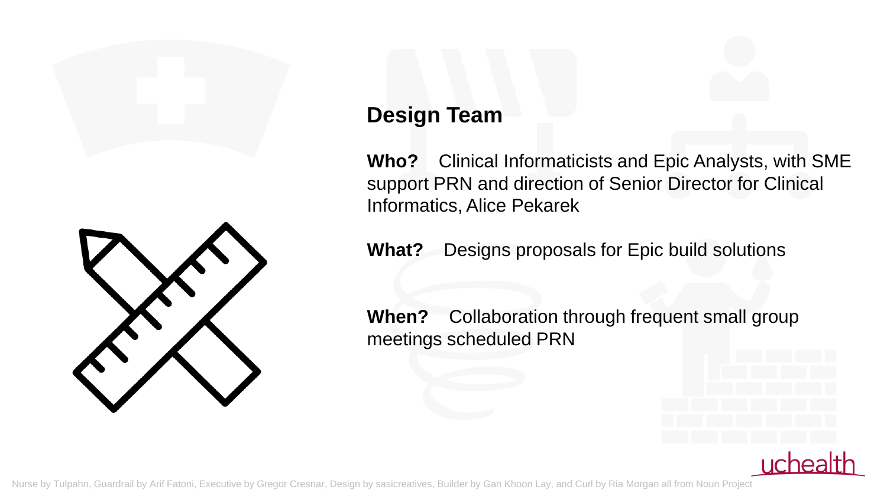## Design Team

**Who?** Clinical Informaticists and Epic Analysts, with SME support PRN and direction of Senior Director for Clinical Informatics, Alice Pekarek

**What?** Designs proposals for Epic build solutions

**When?** Collaboration through frequent small group meetings scheduled PRN

Nurse by Tulpahn, Guardrail by Arif Fatoni, Executive by Gregor Cresnar, Design by sasicreatives, Builder by Gan Khoon Lay, and Curl by Ria Morgan all from Noun Project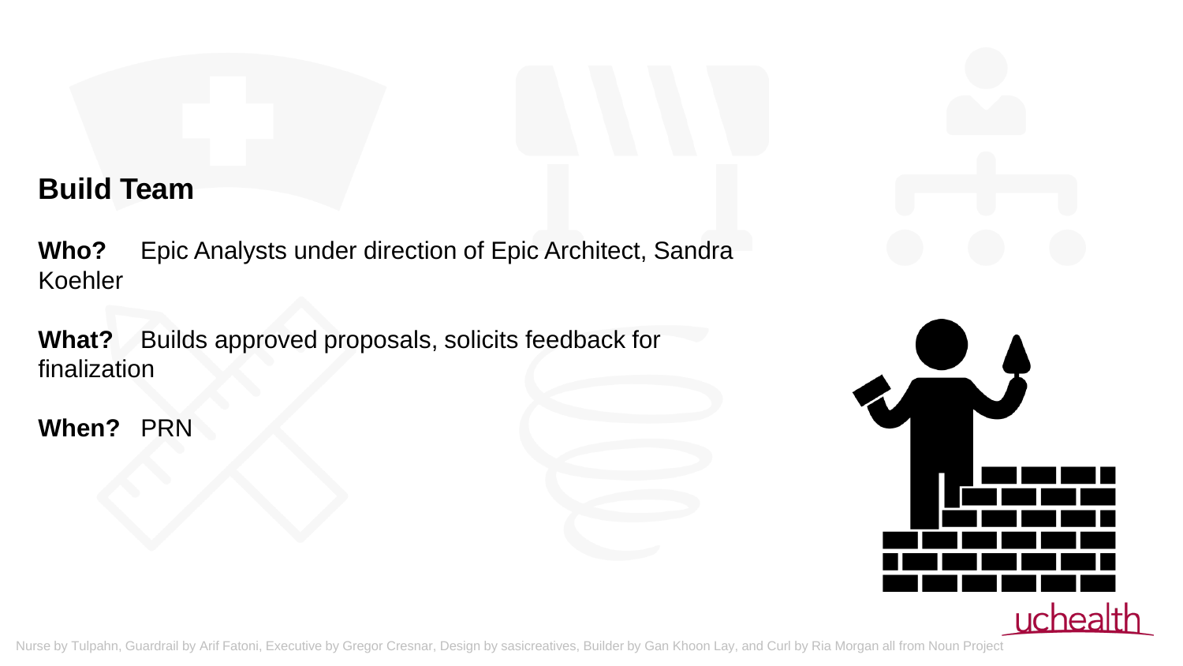## Build Team

**Who?** Epic Analysts under direction of Epic Architect, Sandra Koehler

**What?** Builds approved proposals, solicits feedback for finalization

**When?** PRN

Nurse by Tulpahn, Guardrail by Arif Fatoni, Executive by Gregor Cresnar, Design by sasicreatives, Builder by Gan Khoon Lay, and Curl by Ria Morgan all from Noun Project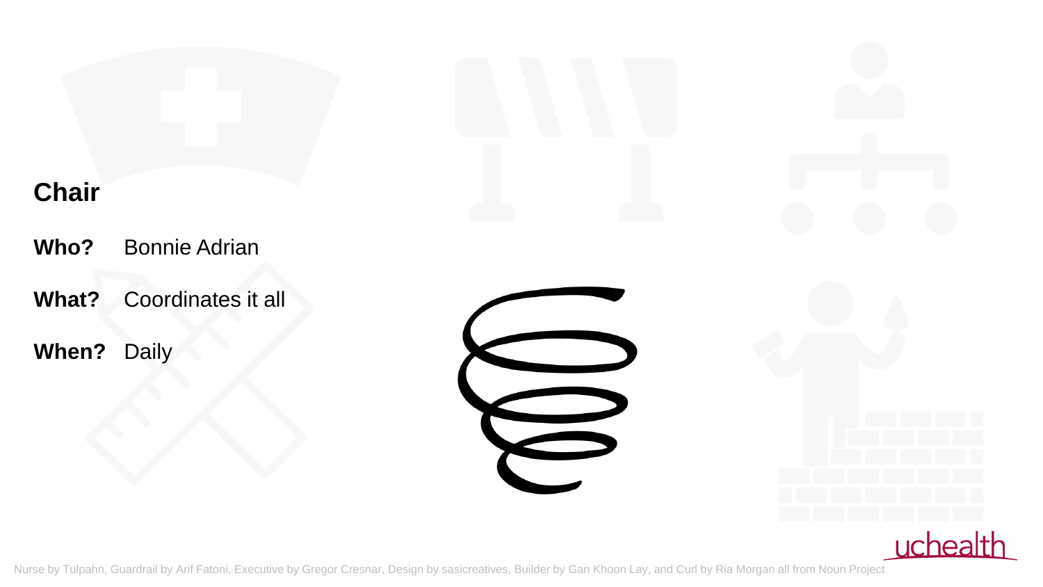## Chair

**Who?** Bonnie Adrian

**What?** Coordinates it all

**When?** Daily

Nurse by Tulpahn, Guardrail by Arif Fatoni, Executive by Gregor Cresnar, Design by sasicreatives, Builder by Gan Khoon Lay, and Curl by Ria Morgan all from Noun Project